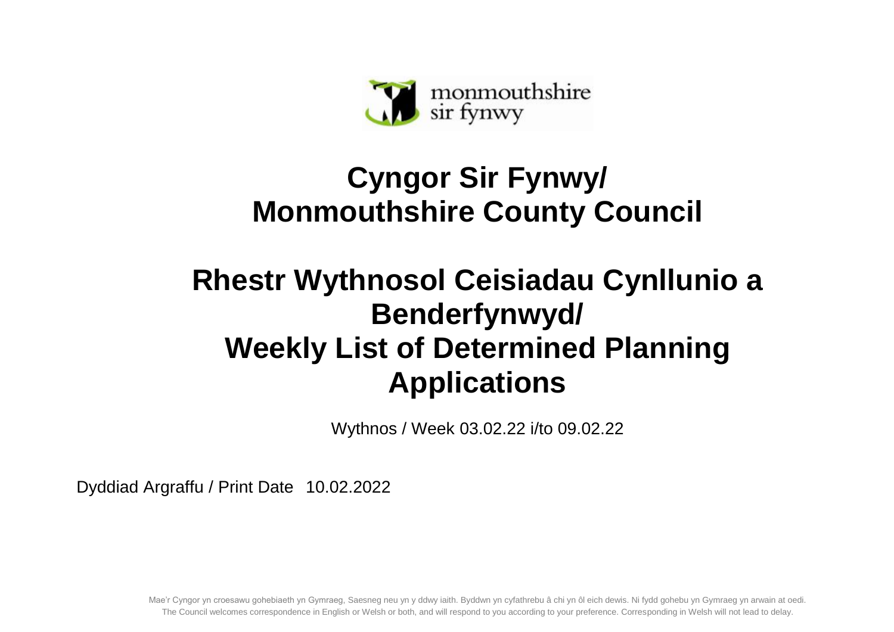monmouthshire
sir fynwy

# Cyngor Sir Fynwy/ Monmouthshire County Council

# Rhestr Wythnosol Ceisiadau Cynllunio a Benderfynwyd/ Weekly List of Determined Planning Applications

Wythnos / Week 03.02.22 i/to 09.02.22

Dyddiad Argraffu / Print Date 10.02.2022

Mae'r Cyngor yn croesawu gohebiaeth yn Gymraeg, Saesneg neu yn y ddwy iaith. Byddwn yn cyfathrebu â chi yn ôl eich dewis. Ni fydd gohebu yn Gymraeg yn arwain at oedi.
The Council welcomes correspondence in English or Welsh or both, and will respond to you according to your preference. Corresponding in Welsh will not lead to delay.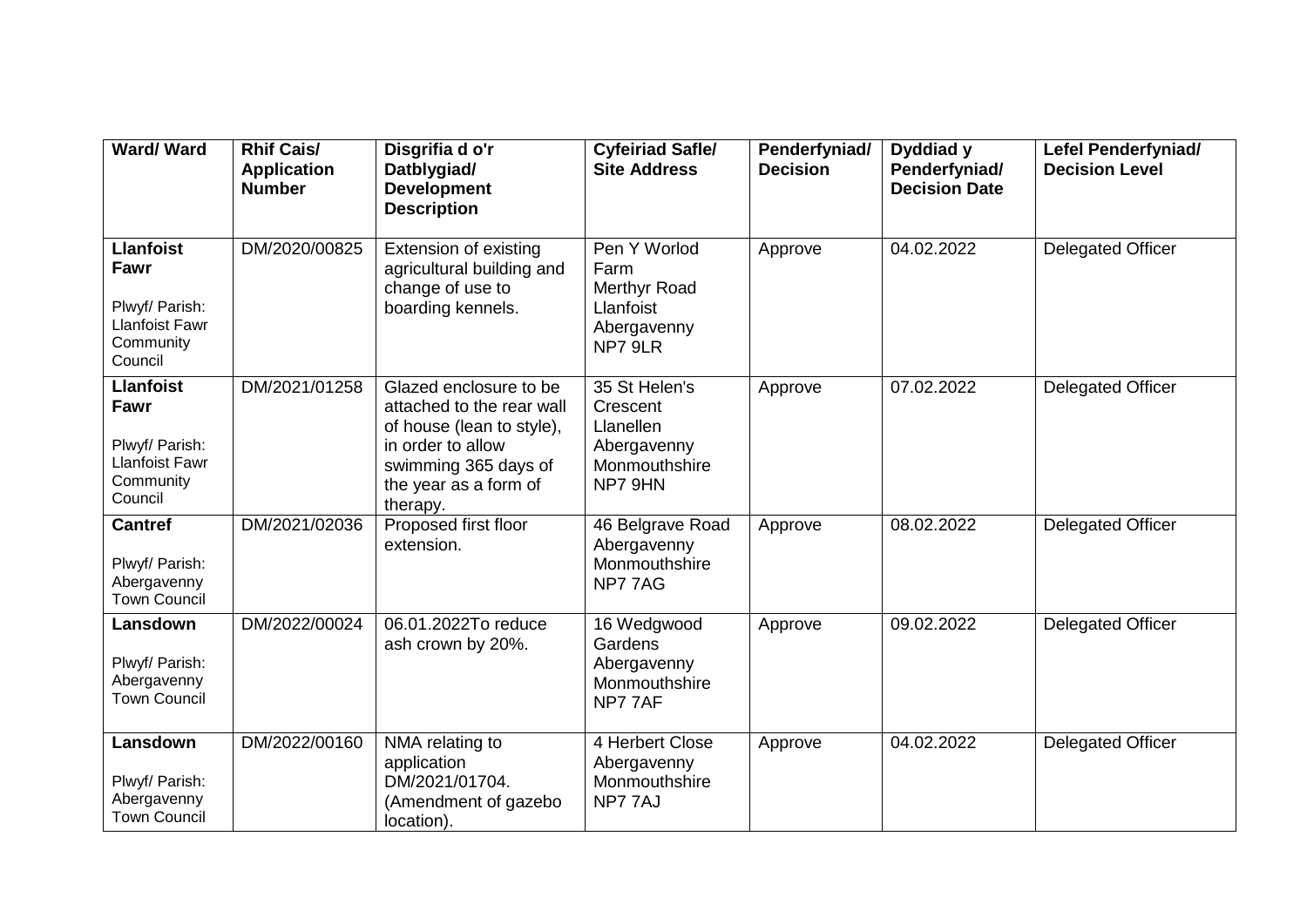| Ward/ Ward | Rhif Cais/ Application Number | Disgrifia d o'r Datblygiad/ Development Description | Cyfeiriad Safle/ Site Address | Penderfyniad/ Decision | Dyddiad y Penderfyniad/ Decision Date | Lefel Penderfyniad/ Decision Level |
|---|---|---|---|---|---|---|
| **Llanfoist Fawr**<br><br>Plwyf/ Parish: Llanfoist Fawr Community Council | DM/2020/00825 | Extension of existing agricultural building and change of use to boarding kennels. | Pen Y Worlod Farm<br>Merthyr Road<br>Llanfoist<br>Abergavenny<br>NP7 9LR | Approve | 04.02.2022 | Delegated Officer |
| **Llanfoist Fawr**<br><br>Plwyf/ Parish: Llanfoist Fawr Community Council | DM/2021/01258 | Glazed enclosure to be attached to the rear wall of house (lean to style), in order to allow swimming 365 days of the year as a form of therapy. | 35 St Helen's Crescent<br>Llanellen<br>Abergavenny<br>Monmouthshire<br>NP7 9HN | Approve | 07.02.2022 | Delegated Officer |
| **Cantref**<br><br>Plwyf/ Parish: Abergavenny Town Council | DM/2021/02036 | Proposed first floor extension. | 46 Belgrave Road<br>Abergavenny<br>Monmouthshire<br>NP7 7AG | Approve | 08.02.2022 | Delegated Officer |
| **Lansdown**<br><br>Plwyf/ Parish: Abergavenny Town Council | DM/2022/00024 | 06.01.2022To reduce ash crown by 20%. | 16 Wedgwood Gardens<br>Abergavenny<br>Monmouthshire<br>NP7 7AF | Approve | 09.02.2022 | Delegated Officer |
| **Lansdown**<br><br>Plwyf/ Parish: Abergavenny Town Council | DM/2022/00160 | NMA relating to application DM/2021/01704. (Amendment of gazebo location). | 4 Herbert Close<br>Abergavenny<br>Monmouthshire<br>NP7 7AJ | Approve | 04.02.2022 | Delegated Officer |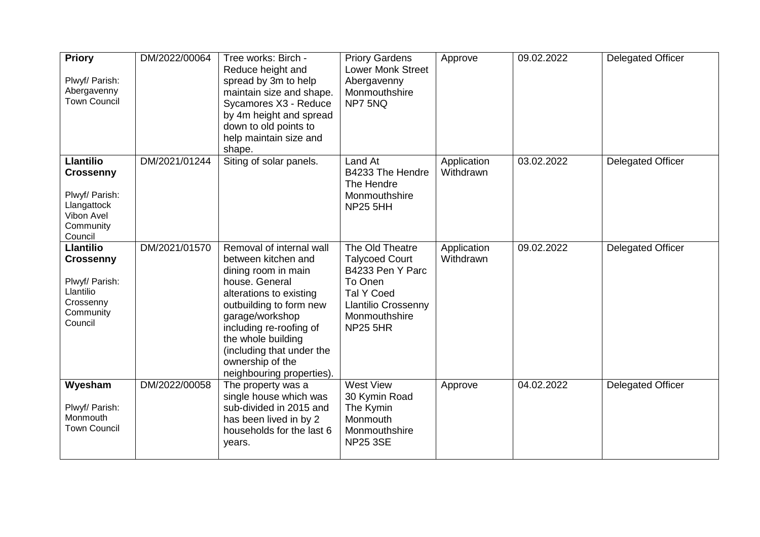| **Priory**<br><br>Plwyf/ Parish: Abergavenny Town Council | DM/2022/00064 | Tree works: Birch - Reduce height and spread by 3m to help maintain size and shape. Sycamores X3 - Reduce by 4m height and spread down to old points to help maintain size and shape. | Priory Gardens Lower Monk Street Abergavenny Monmouthshire NP7 5NQ | Approve | 09.02.2022 | Delegated Officer |
|---|---|---|---|---|---|---|
| **Llantilio Crossenny**<br><br>Plwyf/ Parish: Llangattock Vibon Avel Community Council | DM/2021/01244 | Siting of solar panels. | Land At B4233 The Hendre The Hendre Monmouthshire NP25 5HH | Application Withdrawn | 03.02.2022 | Delegated Officer |
| **Llantilio Crossenny**<br><br>Plwyf/ Parish: Llantilio Crossenny Community Council | DM/2021/01570 | Removal of internal wall between kitchen and dining room in main house. General alterations to existing outbuilding to form new garage/workshop including re-roofing of the whole building (including that under the ownership of the neighbouring properties). | The Old Theatre Talycoed Court B4233 Pen Y Parc To Onen Tal Y Coed Llantilio Crossenny Monmouthshire NP25 5HR | Application Withdrawn | 09.02.2022 | Delegated Officer |
| **Wyesham**<br><br>Plwyf/ Parish: Monmouth Town Council | DM/2022/00058 | The property was a single house which was sub-divided in 2015 and has been lived in by 2 households for the last 6 years. | West View 30 Kymin Road The Kymin Monmouth Monmouthshire NP25 3SE | Approve | 04.02.2022 | Delegated Officer |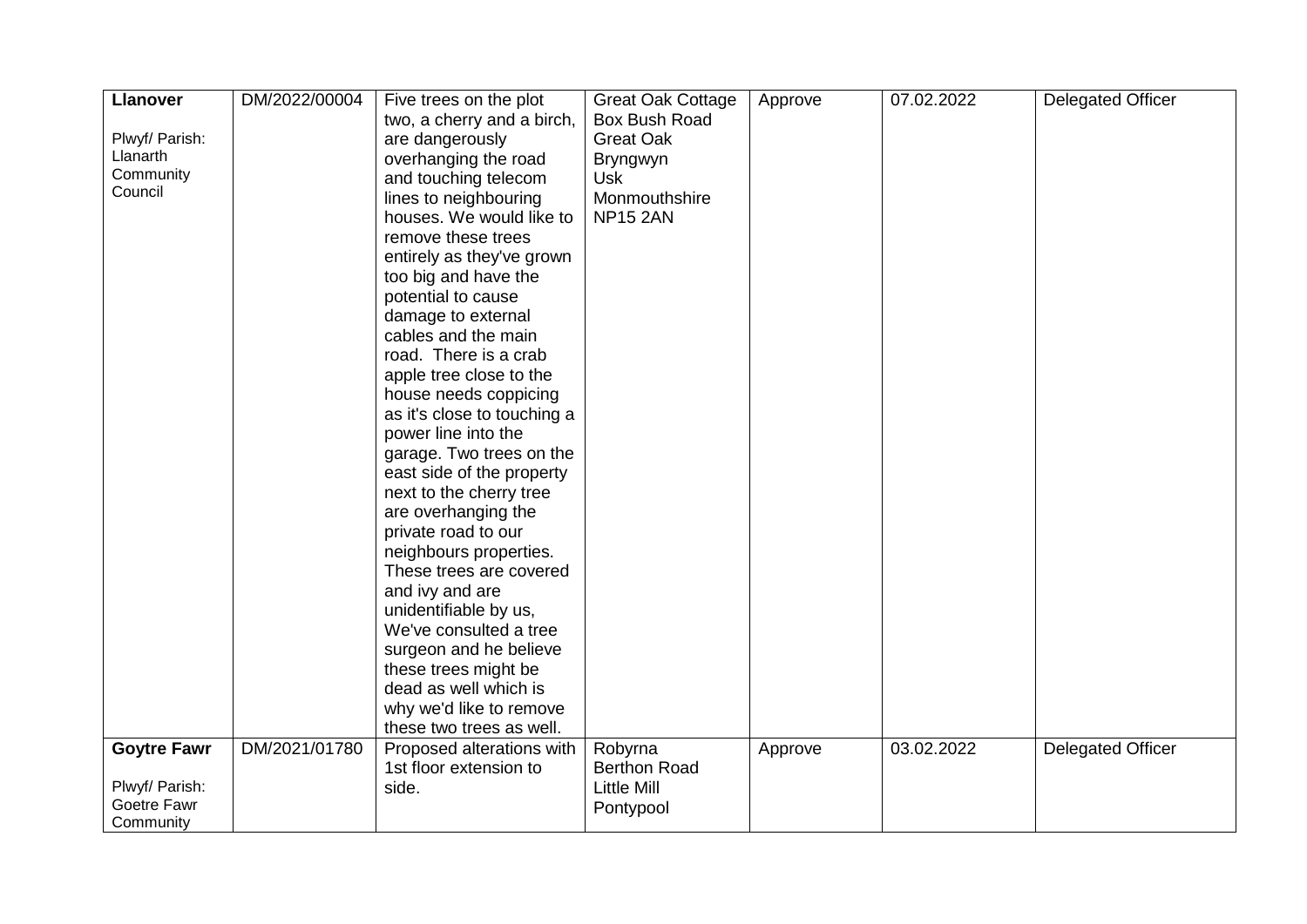| | | | | | | |
|---|---|---|---|---|---|---|
| **Llanover**<br><br>Plwyf/ Parish: Llanarth Community Council | DM/2022/00004 | Five trees on the plot two, a cherry and a birch, are dangerously overhanging the road and touching telecom lines to neighbouring houses. We would like to remove these trees entirely as they've grown too big and have the potential to cause damage to external cables and the main road. There is a crab apple tree close to the house needs coppicing as it's close to touching a power line into the garage. Two trees on the east side of the property next to the cherry tree are overhanging the private road to our neighbours properties. These trees are covered and ivy and are unidentifiable by us, We've consulted a tree surgeon and he believe these trees might be dead as well which is why we'd like to remove these two trees as well. | Great Oak Cottage Box Bush Road Great Oak Bryngwyn Usk Monmouthshire NP15 2AN | Approve | 07.02.2022 | Delegated Officer |
| **Goytre Fawr**<br><br>Plwyf/ Parish: Goetre Fawr Community | DM/2021/01780 | Proposed alterations with 1st floor extension to side. | Robyrna Berthon Road Little Mill Pontypool | Approve | 03.02.2022 | Delegated Officer |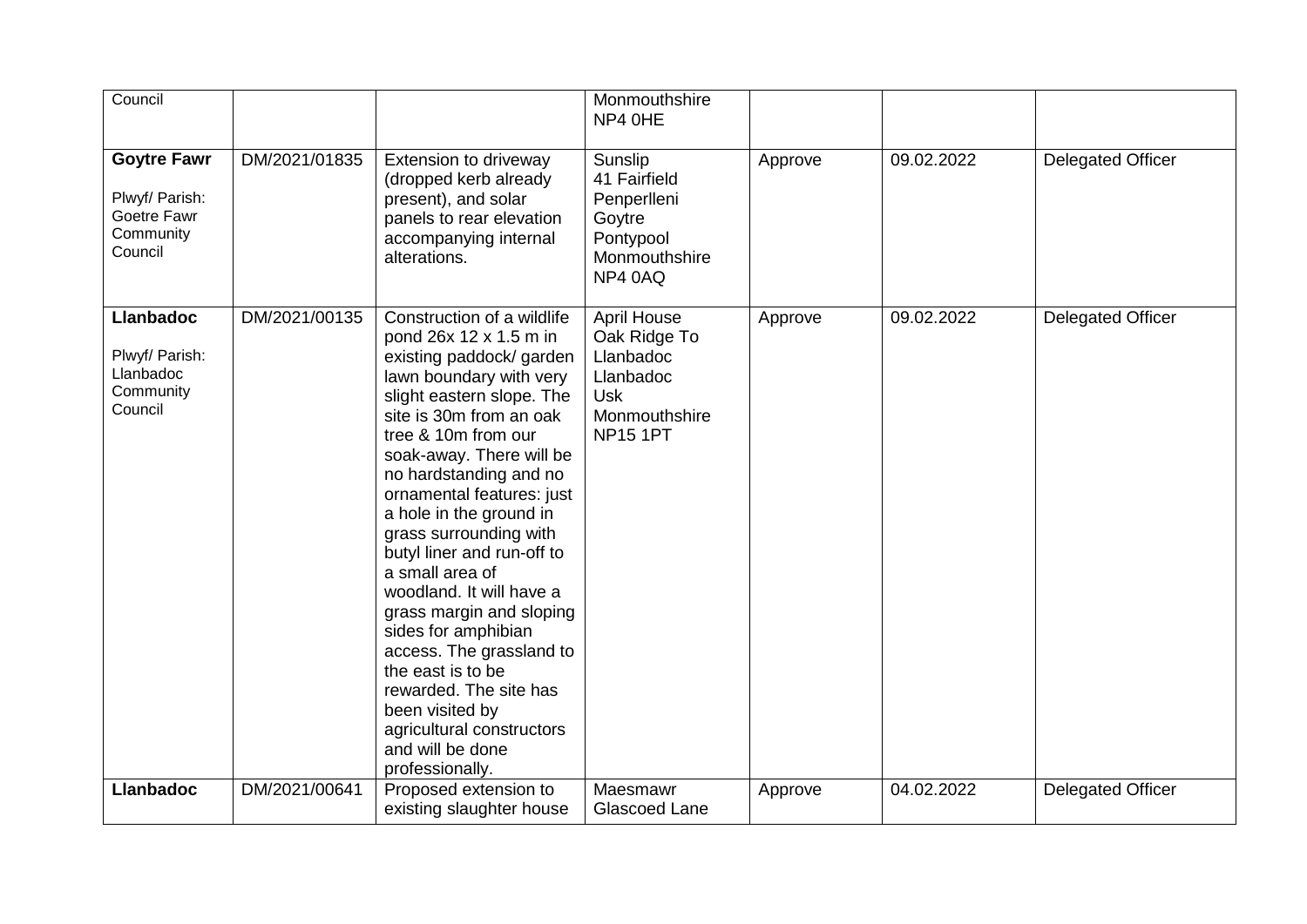| Council | | | Monmouthshire NP4 0HE | | | |
|---|---|---|---|---|---|---|
| **Goytre Fawr** Plwyf/ Parish: Goetre Fawr Community Council | DM/2021/01835 | Extension to driveway (dropped kerb already present), and solar panels to rear elevation accompanying internal alterations. | Sunslip 41 Fairfield Penperlleni Goytre Pontypool Monmouthshire NP4 0AQ | Approve | 09.02.2022 | Delegated Officer |
| **Llanbadoc** Plwyf/ Parish: Llanbadoc Community Council | DM/2021/00135 | Construction of a wildlife pond 26x 12 x 1.5 m in existing paddock/ garden lawn boundary with very slight eastern slope. The site is 30m from an oak tree & 10m from our soak-away. There will be no hardstanding and no ornamental features: just a hole in the ground in grass surrounding with butyl liner and run-off to a small area of woodland. It will have a grass margin and sloping sides for amphibian access. The grassland to the east is to be rewarded. The site has been visited by agricultural constructors and will be done professionally. | April House Oak Ridge To Llanbadoc Llanbadoc Usk Monmouthshire NP15 1PT | Approve | 09.02.2022 | Delegated Officer |
| **Llanbadoc** | DM/2021/00641 | Proposed extension to existing slaughter house | Maesmawr Glascoed Lane | Approve | 04.02.2022 | Delegated Officer |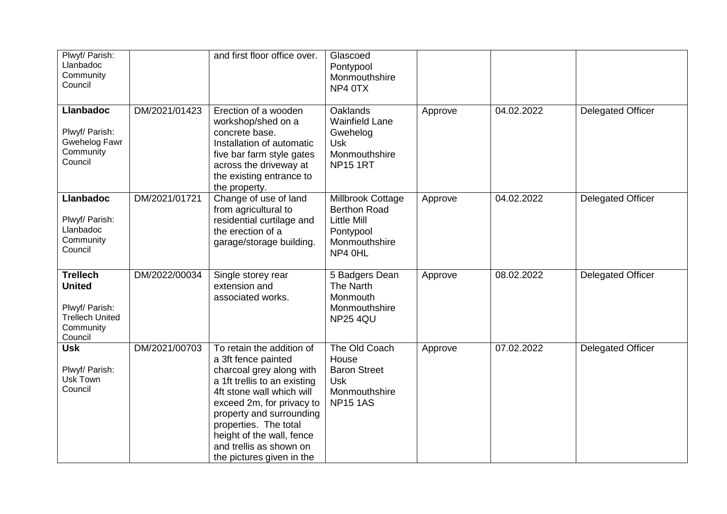| | | | | | | |
|---|---|---|---|---|---|---|
| Plwyf/ Parish: Llanbadoc Community Council | | and first floor office over. | Glascoed Pontypool Monmouthshire NP4 0TX | | | |
| **Llanbadoc** Plwyf/ Parish: Gwehelog Fawr Community Council | DM/2021/01423 | Erection of a wooden workshop/shed on a concrete base. Installation of automatic five bar farm style gates across the driveway at the existing entrance to the property. | Oaklands Wainfield Lane Gwehelog Usk Monmouthshire NP15 1RT | Approve | 04.02.2022 | Delegated Officer |
| **Llanbadoc** Plwyf/ Parish: Llanbadoc Community Council | DM/2021/01721 | Change of use of land from agricultural to residential curtilage and the erection of a garage/storage building. | Millbrook Cottage Berthon Road Little Mill Pontypool Monmouthshire NP4 0HL | Approve | 04.02.2022 | Delegated Officer |
| **Trellech United** Plwyf/ Parish: Trellech United Community Council | DM/2022/00034 | Single storey rear extension and associated works. | 5 Badgers Dean The Narth Monmouth Monmouthshire NP25 4QU | Approve | 08.02.2022 | Delegated Officer |
| **Usk** Plwyf/ Parish: Usk Town Council | DM/2021/00703 | To retain the addition of a 3ft fence painted charcoal grey along with a 1ft trellis to an existing 4ft stone wall which will exceed 2m, for privacy to property and surrounding properties. The total height of the wall, fence and trellis as shown on the pictures given in the | The Old Coach House Baron Street Usk Monmouthshire NP15 1AS | Approve | 07.02.2022 | Delegated Officer |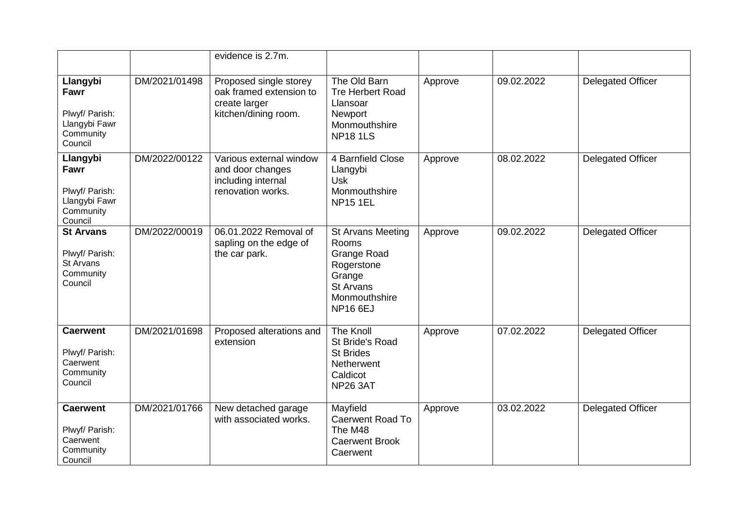| | | evidence is 2.7m. | | | | |
|---|---|---|---|---|---|---|
| **Llangybi Fawr**<br><br>Plwyf/ Parish: Llangybi Fawr Community Council | DM/2021/01498 | Proposed single storey oak framed extension to create larger kitchen/dining room. | The Old Barn<br>Tre Herbert Road<br>Llansoar<br>Newport<br>Monmouthshire<br>NP18 1LS | Approve | 09.02.2022 | Delegated Officer |
| **Llangybi Fawr**<br><br>Plwyf/ Parish: Llangybi Fawr Community Council | DM/2022/00122 | Various external window and door changes including internal renovation works. | 4 Barnfield Close<br>Llangybi<br>Usk<br>Monmouthshire<br>NP15 1EL | Approve | 08.02.2022 | Delegated Officer |
| **St Arvans**<br><br>Plwyf/ Parish: St Arvans Community Council | DM/2022/00019 | 06.01.2022 Removal of sapling on the edge of the car park. | St Arvans Meeting Rooms<br>Grange Road<br>Rogerstone<br>Grange<br>St Arvans<br>Monmouthshire<br>NP16 6EJ | Approve | 09.02.2022 | Delegated Officer |
| **Caerwent**<br><br>Plwyf/ Parish: Caerwent Community Council | DM/2021/01698 | Proposed alterations and extension | The Knoll<br>St Bride's Road<br>St Brides<br>Netherwent<br>Caldicot<br>NP26 3AT | Approve | 07.02.2022 | Delegated Officer |
| **Caerwent**<br><br>Plwyf/ Parish: Caerwent Community Council | DM/2021/01766 | New detached garage with associated works. | Mayfield<br>Caerwent Road To The M48<br>Caerwent Brook<br>Caerwent | Approve | 03.02.2022 | Delegated Officer |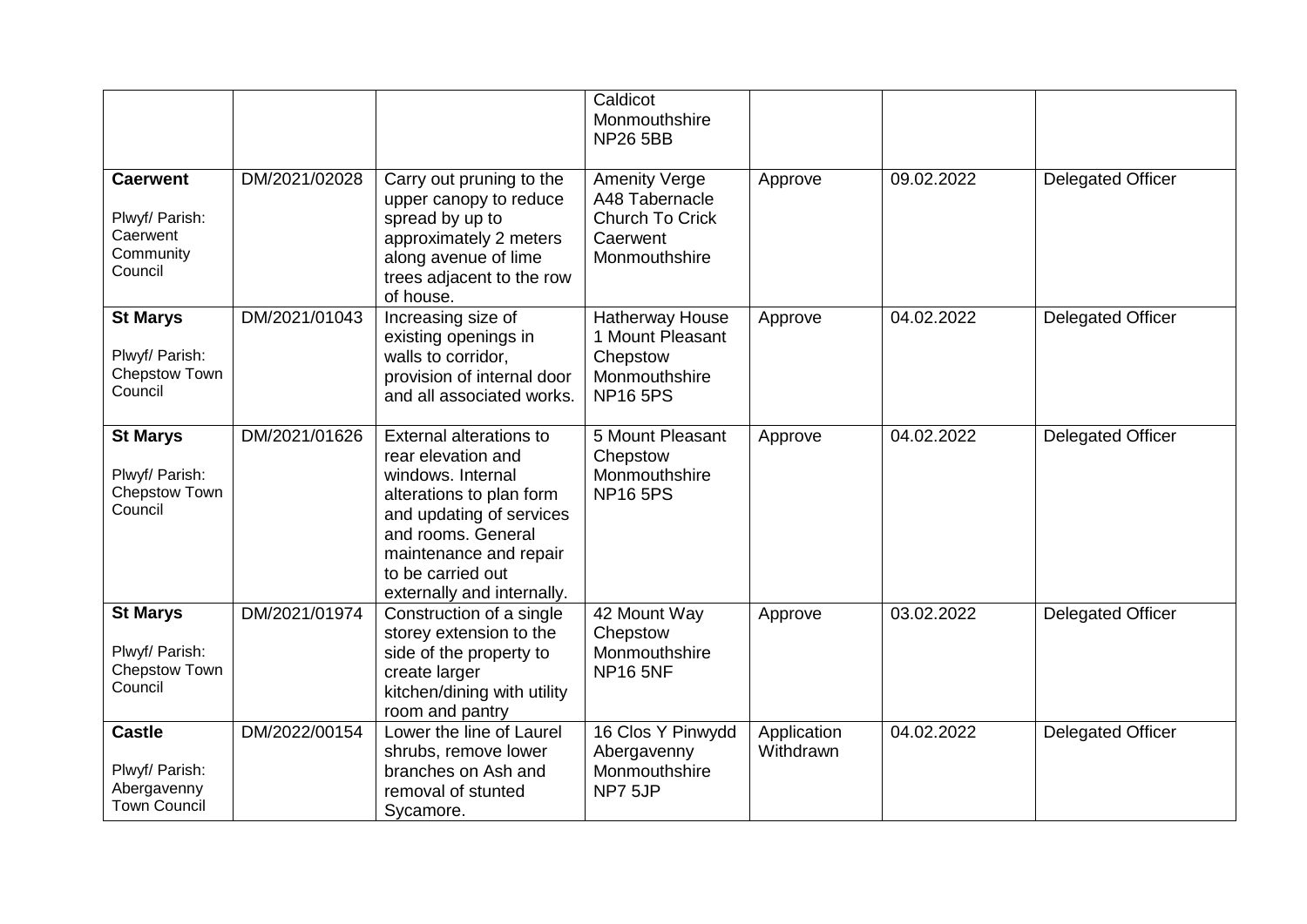| | | | | | | |
|---|---|---|---|---|---|---|
| | | | Caldicot Monmouthshire NP26 5BB | | | |
| **Caerwent** Plwyf/ Parish: Caerwent Community Council | DM/2021/02028 | Carry out pruning to the upper canopy to reduce spread by up to approximately 2 meters along avenue of lime trees adjacent to the row of house. | Amenity Verge A48 Tabernacle Church To Crick Caerwent Monmouthshire | Approve | 09.02.2022 | Delegated Officer |
| **St Marys** Plwyf/ Parish: Chepstow Town Council | DM/2021/01043 | Increasing size of existing openings in walls to corridor, provision of internal door and all associated works. | Hatherway House 1 Mount Pleasant Chepstow Monmouthshire NP16 5PS | Approve | 04.02.2022 | Delegated Officer |
| **St Marys** Plwyf/ Parish: Chepstow Town Council | DM/2021/01626 | External alterations to rear elevation and windows. Internal alterations to plan form and updating of services and rooms. General maintenance and repair to be carried out externally and internally. | 5 Mount Pleasant Chepstow Monmouthshire NP16 5PS | Approve | 04.02.2022 | Delegated Officer |
| **St Marys** Plwyf/ Parish: Chepstow Town Council | DM/2021/01974 | Construction of a single storey extension to the side of the property to create larger kitchen/dining with utility room and pantry | 42 Mount Way Chepstow Monmouthshire NP16 5NF | Approve | 03.02.2022 | Delegated Officer |
| **Castle** Plwyf/ Parish: Abergavenny Town Council | DM/2022/00154 | Lower the line of Laurel shrubs, remove lower branches on Ash and removal of stunted Sycamore. | 16 Clos Y Pinwydd Abergavenny Monmouthshire NP7 5JP | Application Withdrawn | 04.02.2022 | Delegated Officer |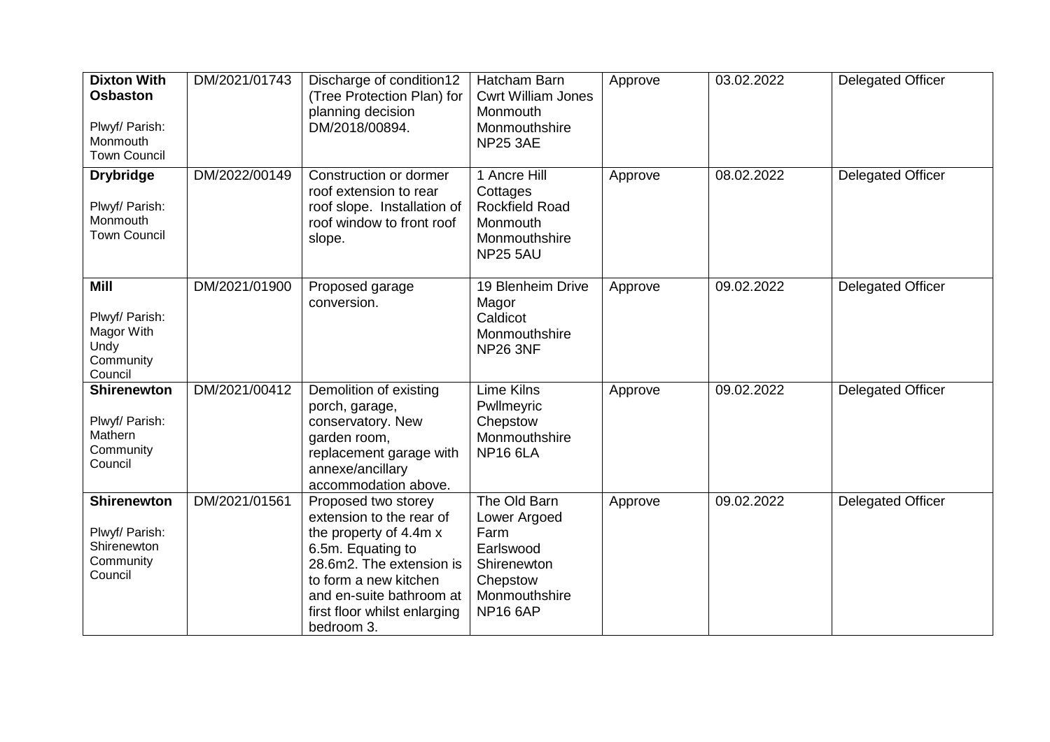| **Dixton With Osbaston**<br><br>Plwyf/ Parish: Monmouth Town Council | DM/2021/01743 | Discharge of condition12 (Tree Protection Plan) for planning decision DM/2018/00894. | Hatcham Barn Cwrt William Jones Monmouth Monmouthshire NP25 3AE | Approve | 03.02.2022 | Delegated Officer |
|---|---|---|---|---|---|---|
| **Drybridge**<br><br>Plwyf/ Parish: Monmouth Town Council | DM/2022/00149 | Construction or dormer roof extension to rear roof slope. Installation of roof window to front roof slope. | 1 Ancre Hill Cottages Rockfield Road Monmouth Monmouthshire NP25 5AU | Approve | 08.02.2022 | Delegated Officer |
| **Mill**<br><br>Plwyf/ Parish: Magor With Undy Community Council | DM/2021/01900 | Proposed garage conversion. | 19 Blenheim Drive Magor Caldicot Monmouthshire NP26 3NF | Approve | 09.02.2022 | Delegated Officer |
| **Shirenewton**<br><br>Plwyf/ Parish: Mathern Community Council | DM/2021/00412 | Demolition of existing porch, garage, conservatory. New garden room, replacement garage with annexe/ancillary accommodation above. | Lime Kilns Pwllmeyric Chepstow Monmouthshire NP16 6LA | Approve | 09.02.2022 | Delegated Officer |
| **Shirenewton**<br><br>Plwyf/ Parish: Shirenewton Community Council | DM/2021/01561 | Proposed two storey extension to the rear of the property of 4.4m x 6.5m. Equating to 28.6m2. The extension is to form a new kitchen and en-suite bathroom at first floor whilst enlarging bedroom 3. | The Old Barn Lower Argoed Farm Earlswood Shirenewton Chepstow Monmouthshire NP16 6AP | Approve | 09.02.2022 | Delegated Officer |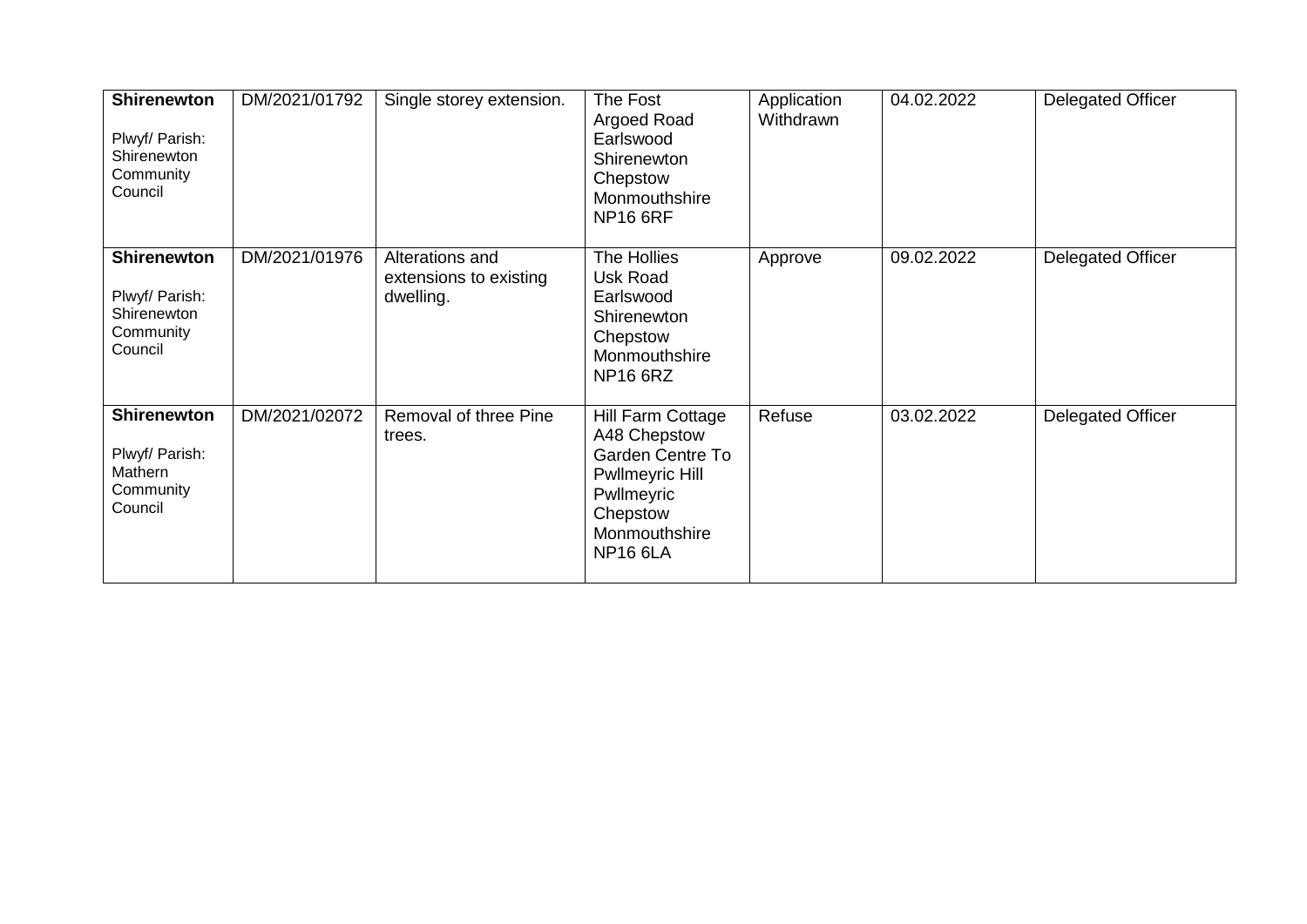| | | | | | | |
|---|---|---|---|---|---|---|
| **Shirenewton**<br><br>Plwyf/ Parish: Shirenewton Community Council | DM/2021/01792 | Single storey extension. | The Fost<br>Argoed Road<br>Earlswood<br>Shirenewton<br>Chepstow<br>Monmouthshire<br>NP16 6RF | Application Withdrawn | 04.02.2022 | Delegated Officer |
| **Shirenewton**<br><br>Plwyf/ Parish: Shirenewton Community Council | DM/2021/01976 | Alterations and extensions to existing dwelling. | The Hollies<br>Usk Road<br>Earlswood<br>Shirenewton<br>Chepstow<br>Monmouthshire<br>NP16 6RZ | Approve | 09.02.2022 | Delegated Officer |
| **Shirenewton**<br><br>Plwyf/ Parish: Mathern Community Council | DM/2021/02072 | Removal of three Pine trees. | Hill Farm Cottage<br>A48 Chepstow Garden Centre To Pwllmeyric Hill<br>Pwllmeyric<br>Chepstow<br>Monmouthshire<br>NP16 6LA | Refuse | 03.02.2022 | Delegated Officer |